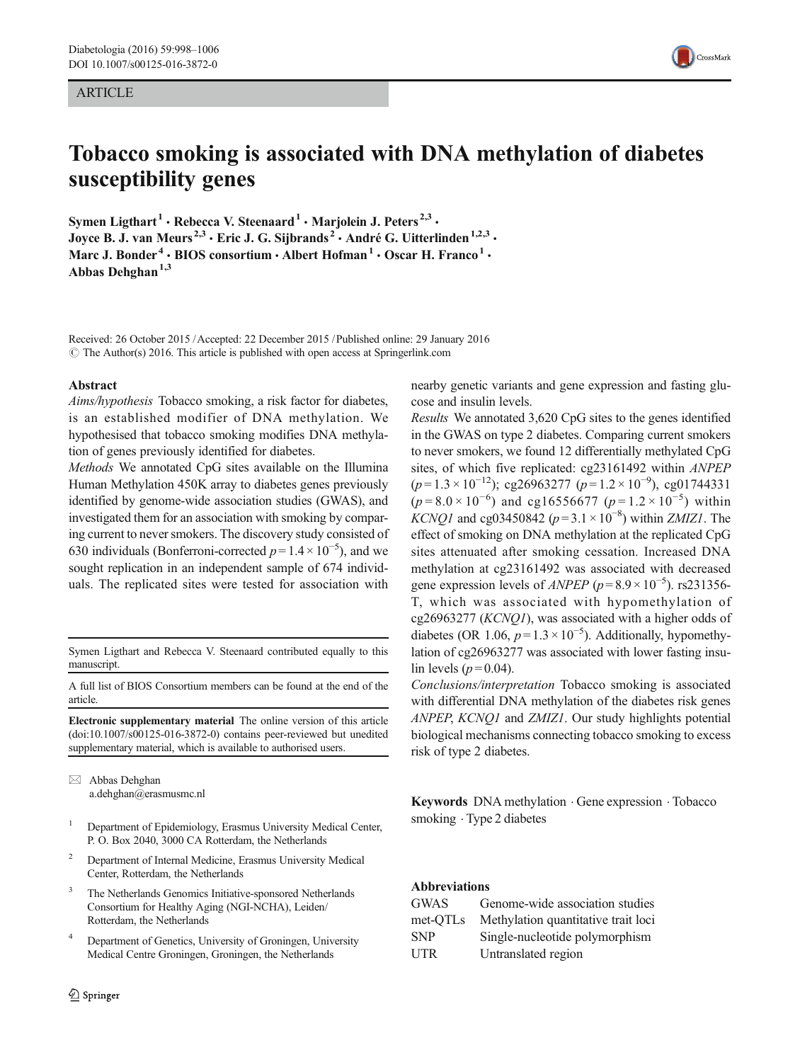ARTICLE

# Tobacco smoking is associated with DNA methylation of diabetes susceptibility genes

**Symen Ligthart[1] · Rebecca V. Steenaard[1] · Marjolein J. Peters[2,3] · Joyce B. J. van Meurs[2,3] · Eric J. G. Sijbrands[2] · André G. Uitterlinden[1,2,3] · Marc J. Bonder[4] · BIOS consortium · Albert Hofman[1] · Oscar H. Franco[1] · Abbas Dehghan[1,3]**

Received: 26 October 2015 / Accepted: 22 December 2015 / Published online: 29 January 2016
© The Author(s) 2016. This article is published with open access at Springerlink.com

## Abstract

*Aims/hypothesis* Tobacco smoking, a risk factor for diabetes, is an established modifier of DNA methylation. We hypothesised that tobacco smoking modifies DNA methylation of genes previously identified for diabetes.

*Methods* We annotated CpG sites available on the Illumina Human Methylation 450K array to diabetes genes previously identified by genome-wide association studies (GWAS), and investigated them for an association with smoking by comparing current to never smokers. The discovery study consisted of 630 individuals (Bonferroni-corrected $p = 1.4 \times 10^{-5}$), and we sought replication in an independent sample of 674 individuals. The replicated sites were tested for association with nearby genetic variants and gene expression and fasting glucose and insulin levels.

*Results* We annotated 3,620 CpG sites to the genes identified in the GWAS on type 2 diabetes. Comparing current smokers to never smokers, we found 12 differentially methylated CpG sites, of which five replicated: cg23161492 within *ANPEP* ($p = 1.3 \times 10^{-12}$); cg26963277 ($p = 1.2 \times 10^{-9}$), cg01744331 ($p = 8.0 \times 10^{-6}$) and cg16556677 ($p = 1.2 \times 10^{-5}$) within *KCNQ1* and cg03450842 ($p = 3.1 \times 10^{-8}$) within *ZMIZ1*. The effect of smoking on DNA methylation at the replicated CpG sites attenuated after smoking cessation. Increased DNA methylation at cg23161492 was associated with decreased gene expression levels of *ANPEP* ($p = 8.9 \times 10^{-5}$). rs231356-T, which was associated with hypomethylation of cg26963277 (*KCNQ1*), was associated with a higher odds of diabetes (OR 1.06, $p = 1.3 \times 10^{-5}$). Additionally, hypomethylation of cg26963277 was associated with lower fasting insulin levels ($p = 0.04$).

*Conclusions/interpretation* Tobacco smoking is associated with differential DNA methylation of the diabetes risk genes *ANPEP*, *KCNQ1* and *ZMIZ1*. Our study highlights potential biological mechanisms connecting tobacco smoking to excess risk of type 2 diabetes.

**Keywords** DNA methylation · Gene expression · Tobacco smoking · Type 2 diabetes

### Abbreviations

| | |
|---|---|
| GWAS | Genome-wide association studies |
| met-QTLs | Methylation quantitative trait loci |
| SNP | Single-nucleotide polymorphism |
| UTR | Untranslated region |

---

Symen Ligthart and Rebecca V. Steenaard contributed equally to this manuscript.

A full list of BIOS Consortium members can be found at the end of the article.

**Electronic supplementary material** The online version of this article (doi:10.1007/s00125-016-3872-0) contains peer-reviewed but unedited supplementary material, which is available to authorised users.

✉ Abbas Dehghan
a.dehghan@erasmusmc.nl

[1] Department of Epidemiology, Erasmus University Medical Center, P. O. Box 2040, 3000 CA Rotterdam, the Netherlands

[2] Department of Internal Medicine, Erasmus University Medical Center, Rotterdam, the Netherlands

[3] The Netherlands Genomics Initiative-sponsored Netherlands Consortium for Healthy Aging (NGI-NCHA), Leiden/Rotterdam, the Netherlands

[4] Department of Genetics, University of Groningen, University Medical Centre Groningen, Groningen, the Netherlands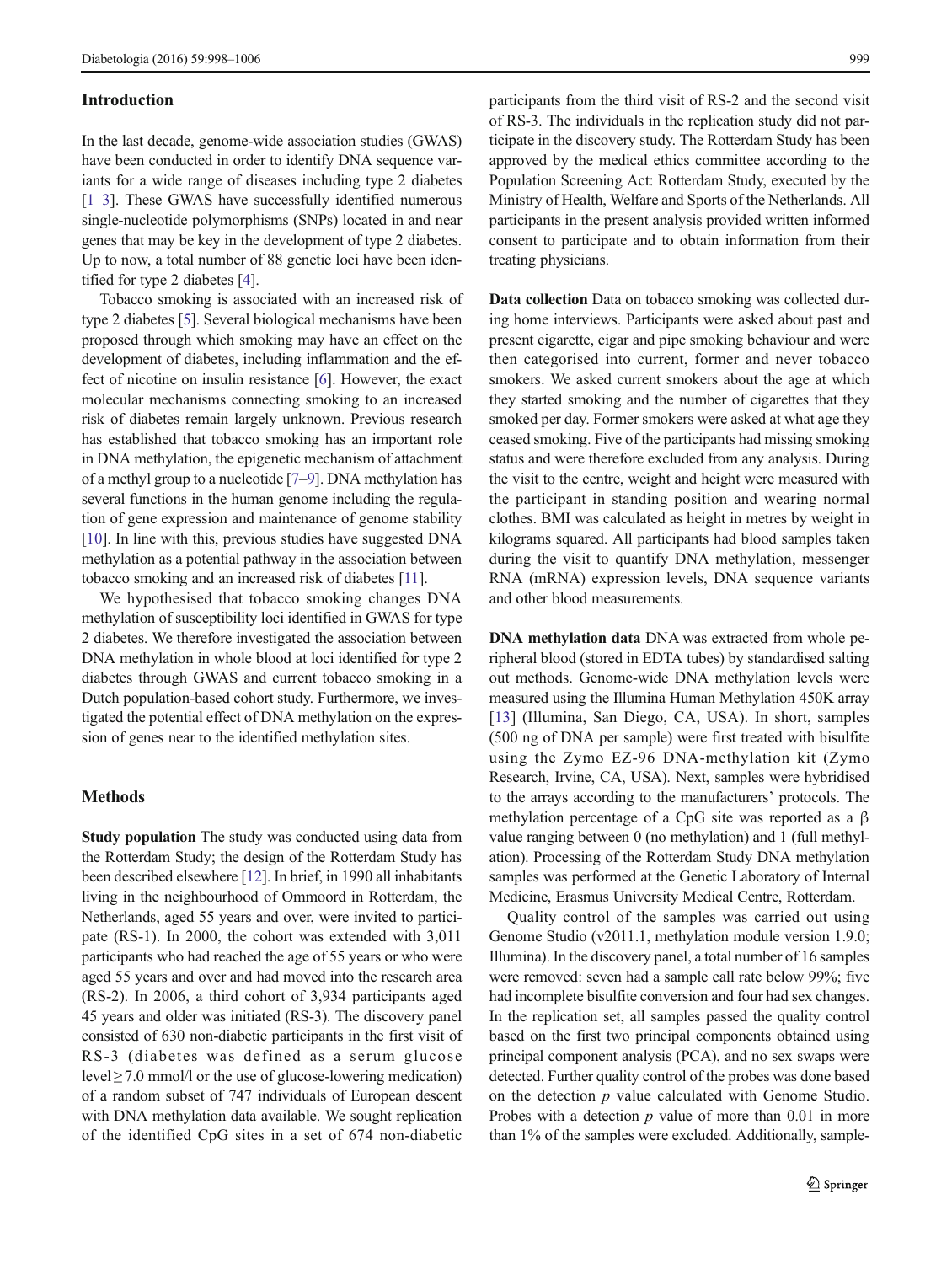## Introduction

In the last decade, genome-wide association studies (GWAS) have been conducted in order to identify DNA sequence variants for a wide range of diseases including type 2 diabetes [1–3]. These GWAS have successfully identified numerous single-nucleotide polymorphisms (SNPs) located in and near genes that may be key in the development of type 2 diabetes. Up to now, a total number of 88 genetic loci have been identified for type 2 diabetes [4].

Tobacco smoking is associated with an increased risk of type 2 diabetes [5]. Several biological mechanisms have been proposed through which smoking may have an effect on the development of diabetes, including inflammation and the effect of nicotine on insulin resistance [6]. However, the exact molecular mechanisms connecting smoking to an increased risk of diabetes remain largely unknown. Previous research has established that tobacco smoking has an important role in DNA methylation, the epigenetic mechanism of attachment of a methyl group to a nucleotide [7–9]. DNA methylation has several functions in the human genome including the regulation of gene expression and maintenance of genome stability [10]. In line with this, previous studies have suggested DNA methylation as a potential pathway in the association between tobacco smoking and an increased risk of diabetes [11].

We hypothesised that tobacco smoking changes DNA methylation of susceptibility loci identified in GWAS for type 2 diabetes. We therefore investigated the association between DNA methylation in whole blood at loci identified for type 2 diabetes through GWAS and current tobacco smoking in a Dutch population-based cohort study. Furthermore, we investigated the potential effect of DNA methylation on the expression of genes near to the identified methylation sites.

## Methods

**Study population** The study was conducted using data from the Rotterdam Study; the design of the Rotterdam Study has been described elsewhere [12]. In brief, in 1990 all inhabitants living in the neighbourhood of Ommoord in Rotterdam, the Netherlands, aged 55 years and over, were invited to participate (RS-1). In 2000, the cohort was extended with 3,011 participants who had reached the age of 55 years or who were aged 55 years and over and had moved into the research area (RS-2). In 2006, a third cohort of 3,934 participants aged 45 years and older was initiated (RS-3). The discovery panel consisted of 630 non-diabetic participants in the first visit of RS-3 (diabetes was defined as a serum glucose level ≥ 7.0 mmol/l or the use of glucose-lowering medication) of a random subset of 747 individuals of European descent with DNA methylation data available. We sought replication of the identified CpG sites in a set of 674 non-diabetic participants from the third visit of RS-2 and the second visit of RS-3. The individuals in the replication study did not participate in the discovery study. The Rotterdam Study has been approved by the medical ethics committee according to the Population Screening Act: Rotterdam Study, executed by the Ministry of Health, Welfare and Sports of the Netherlands. All participants in the present analysis provided written informed consent to participate and to obtain information from their treating physicians.

**Data collection** Data on tobacco smoking was collected during home interviews. Participants were asked about past and present cigarette, cigar and pipe smoking behaviour and were then categorised into current, former and never tobacco smokers. We asked current smokers about the age at which they started smoking and the number of cigarettes that they smoked per day. Former smokers were asked at what age they ceased smoking. Five of the participants had missing smoking status and were therefore excluded from any analysis. During the visit to the centre, weight and height were measured with the participant in standing position and wearing normal clothes. BMI was calculated as height in metres by weight in kilograms squared. All participants had blood samples taken during the visit to quantify DNA methylation, messenger RNA (mRNA) expression levels, DNA sequence variants and other blood measurements.

**DNA methylation data** DNA was extracted from whole peripheral blood (stored in EDTA tubes) by standardised salting out methods. Genome-wide DNA methylation levels were measured using the Illumina Human Methylation 450K array [13] (Illumina, San Diego, CA, USA). In short, samples (500 ng of DNA per sample) were first treated with bisulfite using the Zymo EZ-96 DNA-methylation kit (Zymo Research, Irvine, CA, USA). Next, samples were hybridised to the arrays according to the manufacturers' protocols. The methylation percentage of a CpG site was reported as a β value ranging between 0 (no methylation) and 1 (full methylation). Processing of the Rotterdam Study DNA methylation samples was performed at the Genetic Laboratory of Internal Medicine, Erasmus University Medical Centre, Rotterdam.

Quality control of the samples was carried out using Genome Studio (v2011.1, methylation module version 1.9.0; Illumina). In the discovery panel, a total number of 16 samples were removed: seven had a sample call rate below 99%; five had incomplete bisulfite conversion and four had sex changes. In the replication set, all samples passed the quality control based on the first two principal components obtained using principal component analysis (PCA), and no sex swaps were detected. Further quality control of the probes was done based on the detection $p$ value calculated with Genome Studio. Probes with a detection $p$ value of more than 0.01 in more than 1% of the samples were excluded. Additionally, sample-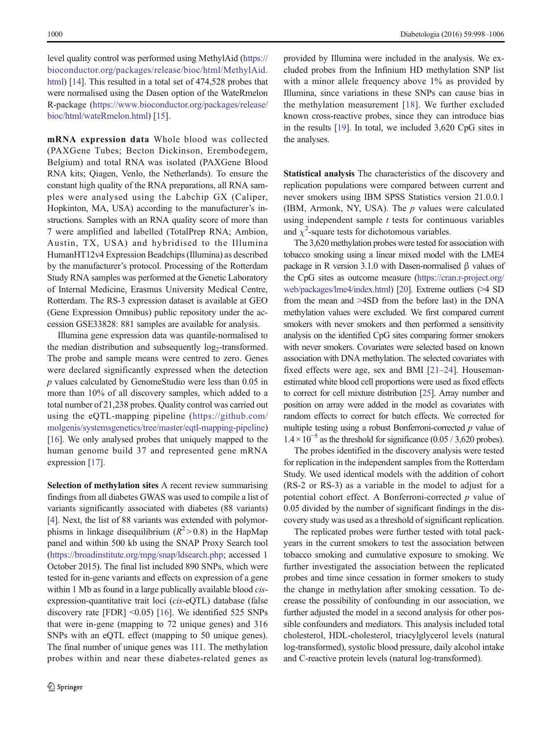level quality control was performed using MethylAid (https://bioconductor.org/packages/release/bioc/html/MethylAid.html) [14]. This resulted in a total set of 474,528 probes that were normalised using the Dasen option of the WateRmelon R-package (https://www.bioconductor.org/packages/release/bioc/html/wateRmelon.html) [15].

**mRNA expression data** Whole blood was collected (PAXGene Tubes; Becton Dickinson, Erembodegem, Belgium) and total RNA was isolated (PAXGene Blood RNA kits; Qiagen, Venlo, the Netherlands). To ensure the constant high quality of the RNA preparations, all RNA samples were analysed using the Labchip GX (Caliper, Hopkinton, MA, USA) according to the manufacturer's instructions. Samples with an RNA quality score of more than 7 were amplified and labelled (TotalPrep RNA; Ambion, Austin, TX, USA) and hybridised to the Illumina HumanHT12v4 Expression Beadchips (Illumina) as described by the manufacturer's protocol. Processing of the Rotterdam Study RNA samples was performed at the Genetic Laboratory of Internal Medicine, Erasmus University Medical Centre, Rotterdam. The RS-3 expression dataset is available at GEO (Gene Expression Omnibus) public repository under the accession GSE33828: 881 samples are available for analysis.

Illumina gene expression data was quantile-normalised to the median distribution and subsequently $\log_2$-transformed. The probe and sample means were centred to zero. Genes were declared significantly expressed when the detection *p* values calculated by GenomeStudio were less than 0.05 in more than 10% of all discovery samples, which added to a total number of 21,238 probes. Quality control was carried out using the eQTL-mapping pipeline (https://github.com/molgenis/systemsgenetics/tree/master/eqtl-mapping-pipeline) [16]. We only analysed probes that uniquely mapped to the human genome build 37 and represented gene mRNA expression [17].

**Selection of methylation sites** A recent review summarising findings from all diabetes GWAS was used to compile a list of variants significantly associated with diabetes (88 variants) [4]. Next, the list of 88 variants was extended with polymorphisms in linkage disequilibrium ($R^2 > 0.8$) in the HapMap panel and within 500 kb using the SNAP Proxy Search tool (https://broadinstitute.org/mpg/snap/ldsearch.php; accessed 1 October 2015). The final list included 890 SNPs, which were tested for in-gene variants and effects on expression of a gene within 1 Mb as found in a large publically available blood *cis*-expression-quantitative trait loci (*cis*-eQTL) database (false discovery rate [FDR] <0.05) [16]. We identified 525 SNPs that were in-gene (mapping to 72 unique genes) and 316 SNPs with an eQTL effect (mapping to 50 unique genes). The final number of unique genes was 111. The methylation probes within and near these diabetes-related genes as provided by Illumina were included in the analysis. We excluded probes from the Infinium HD methylation SNP list with a minor allele frequency above 1% as provided by Illumina, since variations in these SNPs can cause bias in the methylation measurement [18]. We further excluded known cross-reactive probes, since they can introduce bias in the results [19]. In total, we included 3,620 CpG sites in the analyses.

**Statistical analysis** The characteristics of the discovery and replication populations were compared between current and never smokers using IBM SPSS Statistics version 21.0.0.1 (IBM, Armonk, NY, USA). The *p* values were calculated using independent sample *t* tests for continuous variables and $\chi^2$-square tests for dichotomous variables.

The 3,620 methylation probes were tested for association with tobacco smoking using a linear mixed model with the LME4 package in R version 3.1.0 with Dasen-normalised β values of the CpG sites as outcome measure (https://cran.r-project.org/web/packages/lme4/index.html) [20]. Extreme outliers (>4 SD from the mean and >4SD from the before last) in the DNA methylation values were excluded. We first compared current smokers with never smokers and then performed a sensitivity analysis on the identified CpG sites comparing former smokers with never smokers. Covariates were selected based on known association with DNA methylation. The selected covariates with fixed effects were age, sex and BMI [21–24]. Houseman-estimated white blood cell proportions were used as fixed effects to correct for cell mixture distribution [25]. Array number and position on array were added in the model as covariates with random effects to correct for batch effects. We corrected for multiple testing using a robust Bonferroni-corrected *p* value of $1.4 \times 10^{-5}$ as the threshold for significance (0.05 / 3,620 probes).

The probes identified in the discovery analysis were tested for replication in the independent samples from the Rotterdam Study. We used identical models with the addition of cohort (RS-2 or RS-3) as a variable in the model to adjust for a potential cohort effect. A Bonferroni-corrected *p* value of 0.05 divided by the number of significant findings in the discovery study was used as a threshold of significant replication.

The replicated probes were further tested with total pack-years in the current smokers to test the association between tobacco smoking and cumulative exposure to smoking. We further investigated the association between the replicated probes and time since cessation in former smokers to study the change in methylation after smoking cessation. To decrease the possibility of confounding in our association, we further adjusted the model in a second analysis for other possible confounders and mediators. This analysis included total cholesterol, HDL-cholesterol, triacylglycerol levels (natural log-transformed), systolic blood pressure, daily alcohol intake and C-reactive protein levels (natural log-transformed).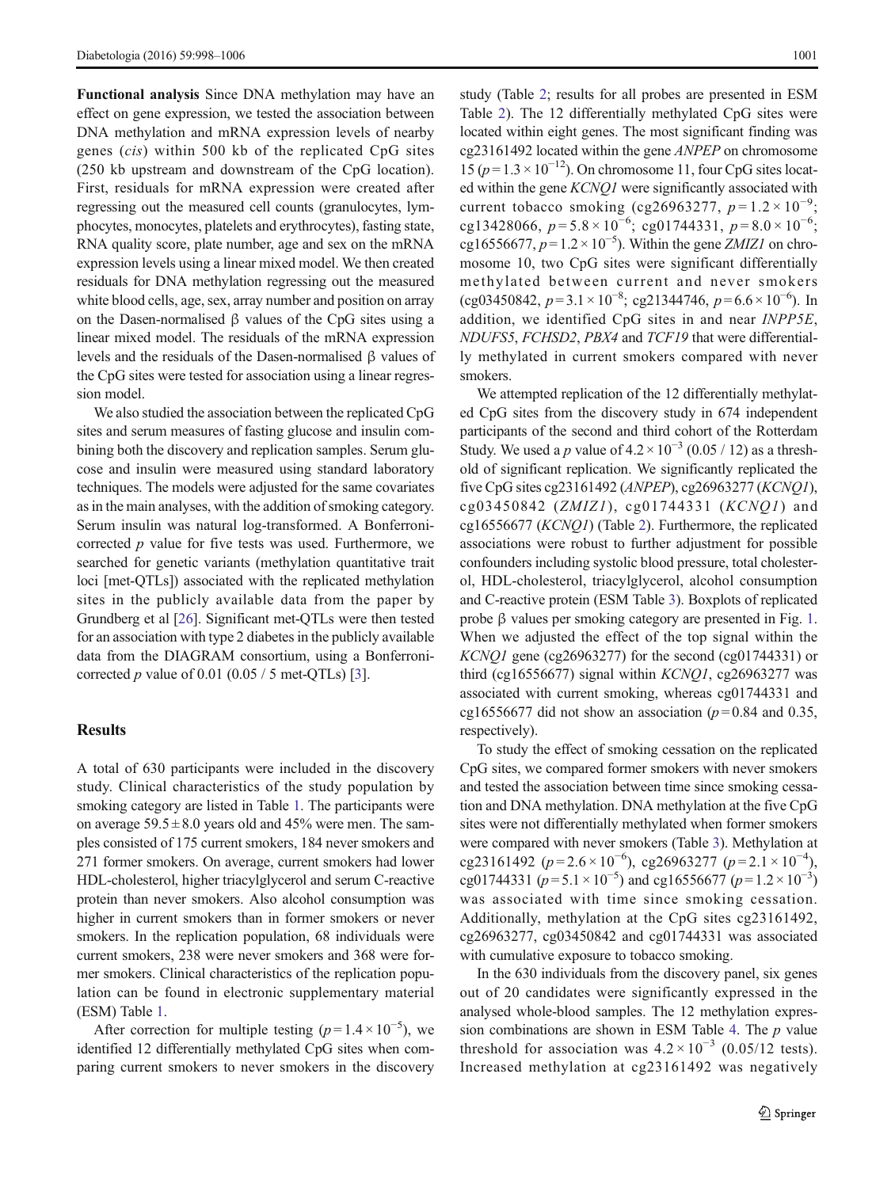**Functional analysis** Since DNA methylation may have an effect on gene expression, we tested the association between DNA methylation and mRNA expression levels of nearby genes (*cis*) within 500 kb of the replicated CpG sites (250 kb upstream and downstream of the CpG location). First, residuals for mRNA expression were created after regressing out the measured cell counts (granulocytes, lymphocytes, monocytes, platelets and erythrocytes), fasting state, RNA quality score, plate number, age and sex on the mRNA expression levels using a linear mixed model. We then created residuals for DNA methylation regressing out the measured white blood cells, age, sex, array number and position on array on the Dasen-normalised β values of the CpG sites using a linear mixed model. The residuals of the mRNA expression levels and the residuals of the Dasen-normalised β values of the CpG sites were tested for association using a linear regression model.

We also studied the association between the replicated CpG sites and serum measures of fasting glucose and insulin combining both the discovery and replication samples. Serum glucose and insulin were measured using standard laboratory techniques. The models were adjusted for the same covariates as in the main analyses, with the addition of smoking category. Serum insulin was natural log-transformed. A Bonferroni-corrected $p$ value for five tests was used. Furthermore, we searched for genetic variants (methylation quantitative trait loci [met-QTLs]) associated with the replicated methylation sites in the publicly available data from the paper by Grundberg et al [26]. Significant met-QTLs were then tested for an association with type 2 diabetes in the publicly available data from the DIAGRAM consortium, using a Bonferroni-corrected $p$ value of 0.01 (0.05 / 5 met-QTLs) [3].

## Results

A total of 630 participants were included in the discovery study. Clinical characteristics of the study population by smoking category are listed in Table 1. The participants were on average $59.5 \pm 8.0$ years old and 45% were men. The samples consisted of 175 current smokers, 184 never smokers and 271 former smokers. On average, current smokers had lower HDL-cholesterol, higher triacylglycerol and serum C-reactive protein than never smokers. Also alcohol consumption was higher in current smokers than in former smokers or never smokers. In the replication population, 68 individuals were current smokers, 238 were never smokers and 368 were former smokers. Clinical characteristics of the replication population can be found in electronic supplementary material (ESM) Table 1.

After correction for multiple testing ($p = 1.4 \times 10^{-5}$), we identified 12 differentially methylated CpG sites when comparing current smokers to never smokers in the discovery study (Table 2; results for all probes are presented in ESM Table 2). The 12 differentially methylated CpG sites were located within eight genes. The most significant finding was cg23161492 located within the gene *ANPEP* on chromosome 15 ($p = 1.3 \times 10^{-12}$). On chromosome 11, four CpG sites located within the gene *KCNQ1* were significantly associated with current tobacco smoking (cg26963277, $p = 1.2 \times 10^{-9}$; cg13428066, $p = 5.8 \times 10^{-6}$; cg01744331, $p = 8.0 \times 10^{-6}$; cg16556677, $p = 1.2 \times 10^{-5}$). Within the gene *ZMIZ1* on chromosome 10, two CpG sites were significant differentially methylated between current and never smokers (cg03450842, $p = 3.1 \times 10^{-8}$; cg21344746, $p = 6.6 \times 10^{-6}$). In addition, we identified CpG sites in and near *INPP5E*, *NDUFS5*, *FCHSD2*, *PBX4* and *TCF19* that were differentially methylated in current smokers compared with never smokers.

We attempted replication of the 12 differentially methylated CpG sites from the discovery study in 674 independent participants of the second and third cohort of the Rotterdam Study. We used a $p$ value of $4.2 \times 10^{-3}$ (0.05 / 12) as a threshold of significant replication. We significantly replicated the five CpG sites cg23161492 (*ANPEP*), cg26963277 (*KCNQ1*), cg03450842 (*ZMIZ1*), cg01744331 (*KCNQ1*) and cg16556677 (*KCNQ1*) (Table 2). Furthermore, the replicated associations were robust to further adjustment for possible confounders including systolic blood pressure, total cholesterol, HDL-cholesterol, triacylglycerol, alcohol consumption and C-reactive protein (ESM Table 3). Boxplots of replicated probe β values per smoking category are presented in Fig. 1. When we adjusted the effect of the top signal within the *KCNQ1* gene (cg26963277) for the second (cg01744331) or third (cg16556677) signal within *KCNQ1*, cg26963277 was associated with current smoking, whereas cg01744331 and cg16556677 did not show an association ($p = 0.84$ and 0.35, respectively).

To study the effect of smoking cessation on the replicated CpG sites, we compared former smokers with never smokers and tested the association between time since smoking cessation and DNA methylation. DNA methylation at the five CpG sites were not differentially methylated when former smokers were compared with never smokers (Table 3). Methylation at cg23161492 ($p = 2.6 \times 10^{-6}$), cg26963277 ($p = 2.1 \times 10^{-4}$), cg01744331 ($p = 5.1 \times 10^{-5}$) and cg16556677 ($p = 1.2 \times 10^{-3}$) was associated with time since smoking cessation. Additionally, methylation at the CpG sites cg23161492, cg26963277, cg03450842 and cg01744331 was associated with cumulative exposure to tobacco smoking.

In the 630 individuals from the discovery panel, six genes out of 20 candidates were significantly expressed in the analysed whole-blood samples. The 12 methylation expression combinations are shown in ESM Table 4. The $p$ value threshold for association was $4.2 \times 10^{-3}$ (0.05/12 tests). Increased methylation at cg23161492 was negatively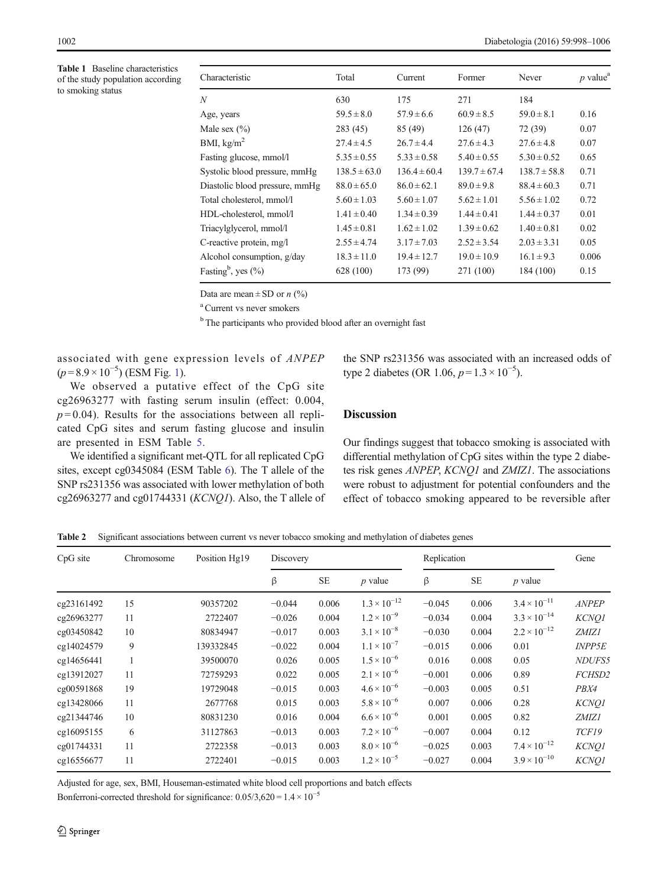Table 1 Baseline characteristics of the study population according to smoking status

| Characteristic | Total | Current | Former | Never | $p$ value[a] |
|---|---|---|---|---|---|
| $N$ | 630 | 175 | 271 | 184 | |
| Age, years | 59.5 ± 8.0 | 57.9 ± 6.6 | 60.9 ± 8.5 | 59.0 ± 8.1 | 0.16 |
| Male sex (%) | 283 (45) | 85 (49) | 126 (47) | 72 (39) | 0.07 |
| BMI, kg/m$^2$ | 27.4 ± 4.5 | 26.7 ± 4.4 | 27.6 ± 4.3 | 27.6 ± 4.8 | 0.07 |
| Fasting glucose, mmol/l | 5.35 ± 0.55 | 5.33 ± 0.58 | 5.40 ± 0.55 | 5.30 ± 0.52 | 0.65 |
| Systolic blood pressure, mmHg | 138.5 ± 63.0 | 136.4 ± 60.4 | 139.7 ± 67.4 | 138.7 ± 58.8 | 0.71 |
| Diastolic blood pressure, mmHg | 88.0 ± 65.0 | 86.0 ± 62.1 | 89.0 ± 9.8 | 88.4 ± 60.3 | 0.71 |
| Total cholesterol, mmol/l | 5.60 ± 1.03 | 5.60 ± 1.07 | 5.62 ± 1.01 | 5.56 ± 1.02 | 0.72 |
| HDL-cholesterol, mmol/l | 1.41 ± 0.40 | 1.34 ± 0.39 | 1.44 ± 0.41 | 1.44 ± 0.37 | 0.01 |
| Triacylglycerol, mmol/l | 1.45 ± 0.81 | 1.62 ± 1.02 | 1.39 ± 0.62 | 1.40 ± 0.81 | 0.02 |
| C-reactive protein, mg/l | 2.55 ± 4.74 | 3.17 ± 7.03 | 2.52 ± 3.54 | 2.03 ± 3.31 | 0.05 |
| Alcohol consumption, g/day | 18.3 ± 11.0 | 19.4 ± 12.7 | 19.0 ± 10.9 | 16.1 ± 9.3 | 0.006 |
| Fasting[b], yes (%) | 628 (100) | 173 (99) | 271 (100) | 184 (100) | 0.15 |

Data are mean ± SD or $n$ (%)

[a] Current vs never smokers

[b] The participants who provided blood after an overnight fast

associated with gene expression levels of *ANPEP* ($p = 8.9 \times 10^{-5}$) (ESM Fig. 1).

We observed a putative effect of the CpG site cg26963277 with fasting serum insulin (effect: 0.004, $p = 0.04$). Results for the associations between all replicated CpG sites and serum fasting glucose and insulin are presented in ESM Table 5.

We identified a significant met-QTL for all replicated CpG sites, except cg0345084 (ESM Table 6). The T allele of the SNP rs231356 was associated with lower methylation of both cg26963277 and cg01744331 (*KCNQ1*). Also, the T allele of the SNP rs231356 was associated with an increased odds of type 2 diabetes (OR 1.06, $p = 1.3 \times 10^{-5}$).

## Discussion

Our findings suggest that tobacco smoking is associated with differential methylation of CpG sites within the type 2 diabetes risk genes *ANPEP*, *KCNQ1* and *ZMIZ1*. The associations were robust to adjustment for potential confounders and the effect of tobacco smoking appeared to be reversible after

Table 2 Significant associations between current vs never tobacco smoking and methylation of diabetes genes

| CpG site | Chromosome | Position Hg19 | Discovery | | | Replication | | | Gene |
|---|---|---|---|---|---|---|---|---|---|
| | | | β | SE | $p$ value | β | SE | $p$ value | |
| cg23161492 | 15 | 90357202 | −0.044 | 0.006 | $1.3 \times 10^{-12}$ | −0.045 | 0.006 | $3.4 \times 10^{-11}$ | *ANPEP* |
| cg26963277 | 11 | 2722407 | −0.026 | 0.004 | $1.2 \times 10^{-9}$ | −0.034 | 0.004 | $3.3 \times 10^{-14}$ | *KCNQ1* |
| cg03450842 | 10 | 80834947 | −0.017 | 0.003 | $3.1 \times 10^{-8}$ | −0.030 | 0.004 | $2.2 \times 10^{-12}$ | *ZMIZ1* |
| cg14024579 | 9 | 139332845 | −0.022 | 0.004 | $1.1 \times 10^{-7}$ | −0.015 | 0.006 | 0.01 | *INPP5E* |
| cg14656441 | 1 | 39500070 | 0.026 | 0.005 | $1.5 \times 10^{-6}$ | 0.016 | 0.008 | 0.05 | *NDUFS5* |
| cg13912027 | 11 | 72759293 | 0.022 | 0.005 | $2.1 \times 10^{-6}$ | −0.001 | 0.006 | 0.89 | *FCHSD2* |
| cg00591868 | 19 | 19729048 | −0.015 | 0.003 | $4.6 \times 10^{-6}$ | −0.003 | 0.005 | 0.51 | *PBX4* |
| cg13428066 | 11 | 2677768 | 0.015 | 0.003 | $5.8 \times 10^{-6}$ | 0.007 | 0.006 | 0.28 | *KCNQ1* |
| cg21344746 | 10 | 80831230 | 0.016 | 0.004 | $6.6 \times 10^{-6}$ | 0.001 | 0.005 | 0.82 | *ZMIZ1* |
| cg16095155 | 6 | 31127863 | −0.013 | 0.003 | $7.2 \times 10^{-6}$ | −0.007 | 0.004 | 0.12 | *TCF19* |
| cg01744331 | 11 | 2722358 | −0.013 | 0.003 | $8.0 \times 10^{-6}$ | −0.025 | 0.003 | $7.4 \times 10^{-12}$ | *KCNQ1* |
| cg16556677 | 11 | 2722401 | −0.015 | 0.003 | $1.2 \times 10^{-5}$ | −0.027 | 0.004 | $3.9 \times 10^{-10}$ | *KCNQ1* |

Adjusted for age, sex, BMI, Houseman-estimated white blood cell proportions and batch effects

Bonferroni-corrected threshold for significance: $0.05/3{,}620 = 1.4 \times 10^{-5}$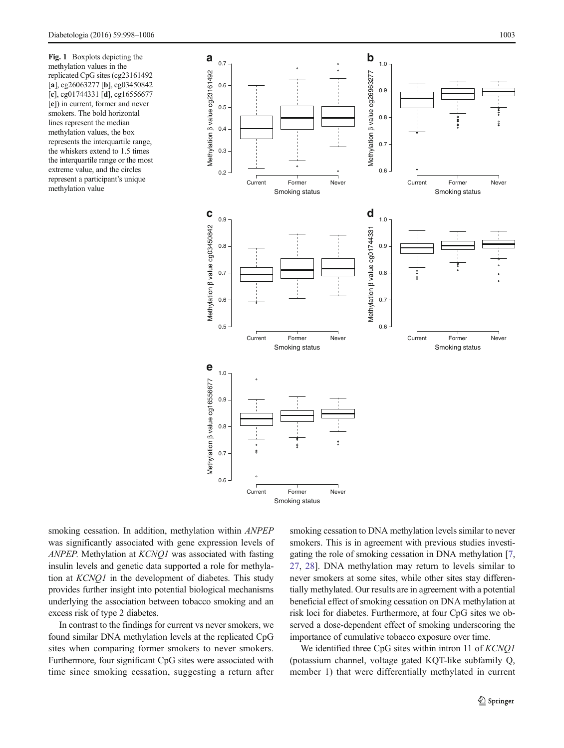**Fig. 1** Boxplots depicting the methylation values in the replicated CpG sites (cg23161492 [**a**], cg26063277 [**b**], cg03450842 [**c**], cg01744331 [**d**], cg16556677 [**e**]) in current, former and never smokers. The bold horizontal lines represent the median methylation values, the box represents the interquartile range, the whiskers extend to 1.5 times the interquartile range or the most extreme value, and the circles represent a participant's unique methylation value

smoking cessation. In addition, methylation within *ANPEP* was significantly associated with gene expression levels of *ANPEP*. Methylation at *KCNQ1* was associated with fasting insulin levels and genetic data supported a role for methylation at *KCNQ1* in the development of diabetes. This study provides further insight into potential biological mechanisms underlying the association between tobacco smoking and an excess risk of type 2 diabetes.

In contrast to the findings for current vs never smokers, we found similar DNA methylation levels at the replicated CpG sites when comparing former smokers to never smokers. Furthermore, four significant CpG sites were associated with time since smoking cessation, suggesting a return after smoking cessation to DNA methylation levels similar to never smokers. This is in agreement with previous studies investigating the role of smoking cessation in DNA methylation [7, 27, 28]. DNA methylation may return to levels similar to never smokers at some sites, while other sites stay differentially methylated. Our results are in agreement with a potential beneficial effect of smoking cessation on DNA methylation at risk loci for diabetes. Furthermore, at four CpG sites we observed a dose-dependent effect of smoking underscoring the importance of cumulative tobacco exposure over time.

We identified three CpG sites within intron 11 of *KCNQ1* (potassium channel, voltage gated KQT-like subfamily Q, member 1) that were differentially methylated in current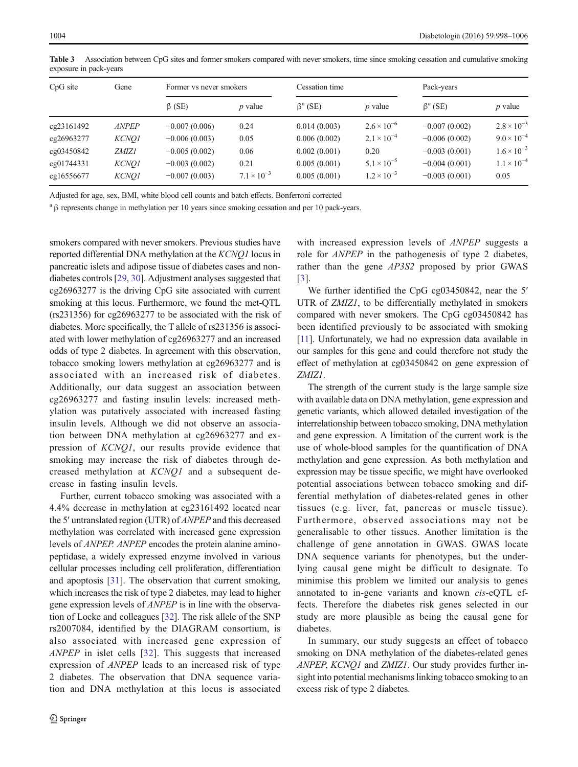**Table 3** Association between CpG sites and former smokers compared with never smokers, time since smoking cessation and cumulative smoking exposure in pack-years

| CpG site | Gene | Former vs never smokers | | Cessation time | | Pack-years | |
|---|---|---|---|---|---|---|---|
| | | β (SE) | *p* value | β[a] (SE) | *p* value | β[a] (SE) | *p* value |
| cg23161492 | *ANPEP* | −0.007 (0.006) | 0.24 | 0.014 (0.003) | $2.6 \times 10^{-6}$ | −0.007 (0.002) | $2.8 \times 10^{-3}$ |
| cg26963277 | *KCNQ1* | −0.006 (0.003) | 0.05 | 0.006 (0.002) | $2.1 \times 10^{-4}$ | −0.006 (0.002) | $9.0 \times 10^{-4}$ |
| cg03450842 | *ZMIZ1* | −0.005 (0.002) | 0.06 | 0.002 (0.001) | 0.20 | −0.003 (0.001) | $1.6 \times 10^{-3}$ |
| cg01744331 | *KCNQ1* | −0.003 (0.002) | 0.21 | 0.005 (0.001) | $5.1 \times 10^{-5}$ | −0.004 (0.001) | $1.1 \times 10^{-4}$ |
| cg16556677 | *KCNQ1* | −0.007 (0.003) | $7.1 \times 10^{-3}$ | 0.005 (0.001) | $1.2 \times 10^{-3}$ | −0.003 (0.001) | 0.05 |

Adjusted for age, sex, BMI, white blood cell counts and batch effects. Bonferroni corrected

[a] β represents change in methylation per 10 years since smoking cessation and per 10 pack-years.

smokers compared with never smokers. Previous studies have reported differential DNA methylation at the *KCNQ1* locus in pancreatic islets and adipose tissue of diabetes cases and non-diabetes controls [29, 30]. Adjustment analyses suggested that cg26963277 is the driving CpG site associated with current smoking at this locus. Furthermore, we found the met-QTL (rs231356) for cg26963277 to be associated with the risk of diabetes. More specifically, the T allele of rs231356 is associated with lower methylation of cg26963277 and an increased odds of type 2 diabetes. In agreement with this observation, tobacco smoking lowers methylation at cg26963277 and is associated with an increased risk of diabetes. Additionally, our data suggest an association between cg26963277 and fasting insulin levels: increased methylation was putatively associated with increased fasting insulin levels. Although we did not observe an association between DNA methylation at cg26963277 and expression of *KCNQ1*, our results provide evidence that smoking may increase the risk of diabetes through decreased methylation at *KCNQ1* and a subsequent decrease in fasting insulin levels.

Further, current tobacco smoking was associated with a 4.4% decrease in methylation at cg23161492 located near the 5′ untranslated region (UTR) of *ANPEP* and this decreased methylation was correlated with increased gene expression levels of *ANPEP*. *ANPEP* encodes the protein alanine aminopeptidase, a widely expressed enzyme involved in various cellular processes including cell proliferation, differentiation and apoptosis [31]. The observation that current smoking, which increases the risk of type 2 diabetes, may lead to higher gene expression levels of *ANPEP* is in line with the observation of Locke and colleagues [32]. The risk allele of the SNP rs2007084, identified by the DIAGRAM consortium, is also associated with increased gene expression of *ANPEP* in islet cells [32]. This suggests that increased expression of *ANPEP* leads to an increased risk of type 2 diabetes. The observation that DNA sequence variation and DNA methylation at this locus is associated with increased expression levels of *ANPEP* suggests a role for *ANPEP* in the pathogenesis of type 2 diabetes, rather than the gene *AP3S2* proposed by prior GWAS [3].

We further identified the CpG cg03450842, near the 5′ UTR of *ZMIZ1*, to be differentially methylated in smokers compared with never smokers. The CpG cg03450842 has been identified previously to be associated with smoking [11]. Unfortunately, we had no expression data available in our samples for this gene and could therefore not study the effect of methylation at cg03450842 on gene expression of *ZMIZ1*.

The strength of the current study is the large sample size with available data on DNA methylation, gene expression and genetic variants, which allowed detailed investigation of the interrelationship between tobacco smoking, DNA methylation and gene expression. A limitation of the current work is the use of whole-blood samples for the quantification of DNA methylation and gene expression. As both methylation and expression may be tissue specific, we might have overlooked potential associations between tobacco smoking and differential methylation of diabetes-related genes in other tissues (e.g. liver, fat, pancreas or muscle tissue). Furthermore, observed associations may not be generalisable to other tissues. Another limitation is the challenge of gene annotation in GWAS. GWAS locate DNA sequence variants for phenotypes, but the underlying causal gene might be difficult to designate. To minimise this problem we limited our analysis to genes annotated to in-gene variants and known *cis*-eQTL effects. Therefore the diabetes risk genes selected in our study are more plausible as being the causal gene for diabetes.

In summary, our study suggests an effect of tobacco smoking on DNA methylation of the diabetes-related genes *ANPEP*, *KCNQ1* and *ZMIZ1*. Our study provides further insight into potential mechanisms linking tobacco smoking to an excess risk of type 2 diabetes.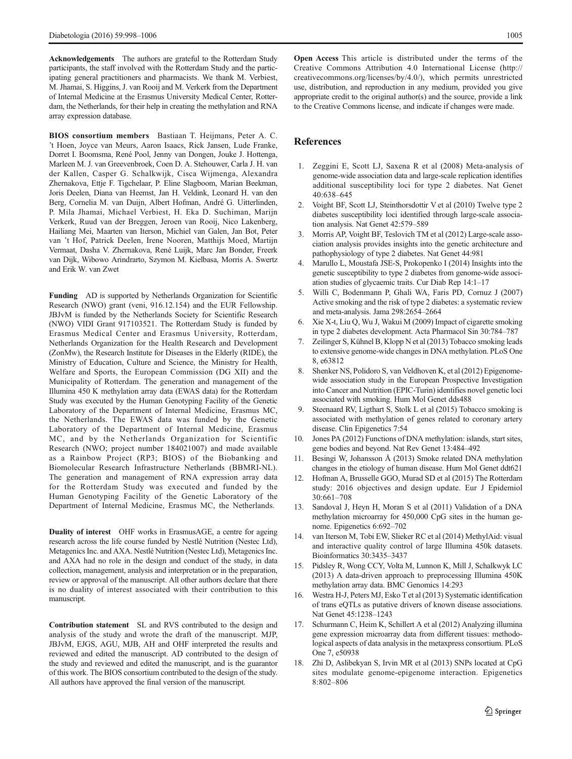**Acknowledgements** The authors are grateful to the Rotterdam Study participants, the staff involved with the Rotterdam Study and the participating general practitioners and pharmacists. We thank M. Verbiest, M. Jhamai, S. Higgins, J. van Rooij and M. Verkerk from the Department of Internal Medicine at the Erasmus University Medical Center, Rotterdam, the Netherlands, for their help in creating the methylation and RNA array expression database.

**BIOS consortium members** Bastiaan T. Heijmans, Peter A. C. 't Hoen, Joyce van Meurs, Aaron Isaacs, Rick Jansen, Lude Franke, Dorret I. Boomsma, René Pool, Jenny van Dongen, Jouke J. Hottenga, Marleen M. J. van Greevenbroek, Coen D. A. Stehouwer, Carla J. H. van der Kallen, Casper G. Schalkwijk, Cisca Wijmenga, Alexandra Zhernakova, Ettje F. Tigchelaar, P. Eline Slagboom, Marian Beekman, Joris Deelen, Diana van Heemst, Jan H. Veldink, Leonard H. van den Berg, Cornelia M. van Duijn, Albert Hofman, André G. Uitterlinden, P. Mila Jhamai, Michael Verbiest, H. Eka D. Suchiman, Marijn Verkerk, Ruud van der Breggen, Jeroen van Rooij, Nico Lakenberg, Hailiang Mei, Maarten van Iterson, Michiel van Galen, Jan Bot, Peter van 't Hof, Patrick Deelen, Irene Nooren, Matthijs Moed, Martijn Vermaat, Dasha V. Zhernakova, René Luijk, Marc Jan Bonder, Freerk van Dijk, Wibowo Arindrarto, Szymon M. Kielbasa, Morris A. Swertz and Erik W. van Zwet

**Funding** AD is supported by Netherlands Organization for Scientific Research (NWO) grant (veni, 916.12.154) and the EUR Fellowship. JBJvM is funded by the Netherlands Society for Scientific Research (NWO) VIDI Grant 917103521. The Rotterdam Study is funded by Erasmus Medical Center and Erasmus University, Rotterdam, Netherlands Organization for the Health Research and Development (ZonMw), the Research Institute for Diseases in the Elderly (RIDE), the Ministry of Education, Culture and Science, the Ministry for Health, Welfare and Sports, the European Commission (DG XII) and the Municipality of Rotterdam. The generation and management of the Illumina 450 K methylation array data (EWAS data) for the Rotterdam Study was executed by the Human Genotyping Facility of the Genetic Laboratory of the Department of Internal Medicine, Erasmus MC, the Netherlands. The EWAS data was funded by the Genetic Laboratory of the Department of Internal Medicine, Erasmus MC, and by the Netherlands Organization for Scientific Research (NWO; project number 184021007) and made available as a Rainbow Project (RP3; BIOS) of the Biobanking and Biomolecular Research Infrastructure Netherlands (BBMRI-NL). The generation and management of RNA expression array data for the Rotterdam Study was executed and funded by the Human Genotyping Facility of the Genetic Laboratory of the Department of Internal Medicine, Erasmus MC, the Netherlands.

**Duality of interest** OHF works in ErasmusAGE, a centre for ageing research across the life course funded by Nestlé Nutrition (Nestec Ltd), Metagenics Inc. and AXA. Nestlé Nutrition (Nestec Ltd), Metagenics Inc. and AXA had no role in the design and conduct of the study, in data collection, management, analysis and interpretation or in the preparation, review or approval of the manuscript. All other authors declare that there is no duality of interest associated with their contribution to this manuscript.

**Contribution statement** SL and RVS contributed to the design and analysis of the study and wrote the draft of the manuscript. MJP, JBJvM, EJGS, AGU, MJB, AH and OHF interpreted the results and reviewed and edited the manuscript. AD contributed to the design of the study and reviewed and edited the manuscript, and is the guarantor of this work. The BIOS consortium contributed to the design of the study. All authors have approved the final version of the manuscript.

**Open Access** This article is distributed under the terms of the Creative Commons Attribution 4.0 International License (http://creativecommons.org/licenses/by/4.0/), which permits unrestricted use, distribution, and reproduction in any medium, provided you give appropriate credit to the original author(s) and the source, provide a link to the Creative Commons license, and indicate if changes were made.

## References

1. Zeggini E, Scott LJ, Saxena R et al (2008) Meta-analysis of genome-wide association data and large-scale replication identifies additional susceptibility loci for type 2 diabetes. Nat Genet 40:638–645
2. Voight BF, Scott LJ, Steinthorsdottir V et al (2010) Twelve type 2 diabetes susceptibility loci identified through large-scale association analysis. Nat Genet 42:579–589
3. Morris AP, Voight BF, Teslovich TM et al (2012) Large-scale association analysis provides insights into the genetic architecture and pathophysiology of type 2 diabetes. Nat Genet 44:981
4. Marullo L, Moustafa JSE-S, Prokopenko I (2014) Insights into the genetic susceptibility to type 2 diabetes from genome-wide association studies of glycaemic traits. Cur Diab Rep 14:1–17
5. Willi C, Bodenmann P, Ghali WA, Faris PD, Cornuz J (2007) Active smoking and the risk of type 2 diabetes: a systematic review and meta-analysis. Jama 298:2654–2664
6. Xie X-t, Liu Q, Wu J, Wakui M (2009) Impact of cigarette smoking in type 2 diabetes development. Acta Pharmacol Sin 30:784–787
7. Zeilinger S, Kühnel B, Klopp N et al (2013) Tobacco smoking leads to extensive genome-wide changes in DNA methylation. PLoS One 8, e63812
8. Shenker NS, Polidoro S, van Veldhoven K, et al (2012) Epigenome-wide association study in the European Prospective Investigation into Cancer and Nutrition (EPIC-Turin) identifies novel genetic loci associated with smoking. Hum Mol Genet dds488
9. Steenaard RV, Ligthart S, Stolk L et al (2015) Tobacco smoking is associated with methylation of genes related to coronary artery disease. Clin Epigenetics 7:54
10. Jones PA (2012) Functions of DNA methylation: islands, start sites, gene bodies and beyond. Nat Rev Genet 13:484–492
11. Besingi W, Johansson Å (2013) Smoke related DNA methylation changes in the etiology of human disease. Hum Mol Genet ddt621
12. Hofman A, Brusselle GGO, Murad SD et al (2015) The Rotterdam study: 2016 objectives and design update. Eur J Epidemiol 30:661–708
13. Sandoval J, Heyn H, Moran S et al (2011) Validation of a DNA methylation microarray for 450,000 CpG sites in the human genome. Epigenetics 6:692–702
14. van Iterson M, Tobi EW, Slieker RC et al (2014) MethylAid: visual and interactive quality control of large Illumina 450k datasets. Bioinformatics 30:3435–3437
15. Pidsley R, Wong CCY, Volta M, Lunnon K, Mill J, Schalkwyk LC (2013) A data-driven approach to preprocessing Illumina 450K methylation array data. BMC Genomics 14:293
16. Westra H-J, Peters MJ, Esko T et al (2013) Systematic identification of trans eQTLs as putative drivers of known disease associations. Nat Genet 45:1238–1243
17. Schurmann C, Heim K, Schillert A et al (2012) Analyzing illumina gene expression microarray data from different tissues: methodological aspects of data analysis in the metaxpress consortium. PLoS One 7, e50938
18. Zhi D, Aslibekyan S, Irvin MR et al (2013) SNPs located at CpG sites modulate genome-epigenome interaction. Epigenetics 8:802–806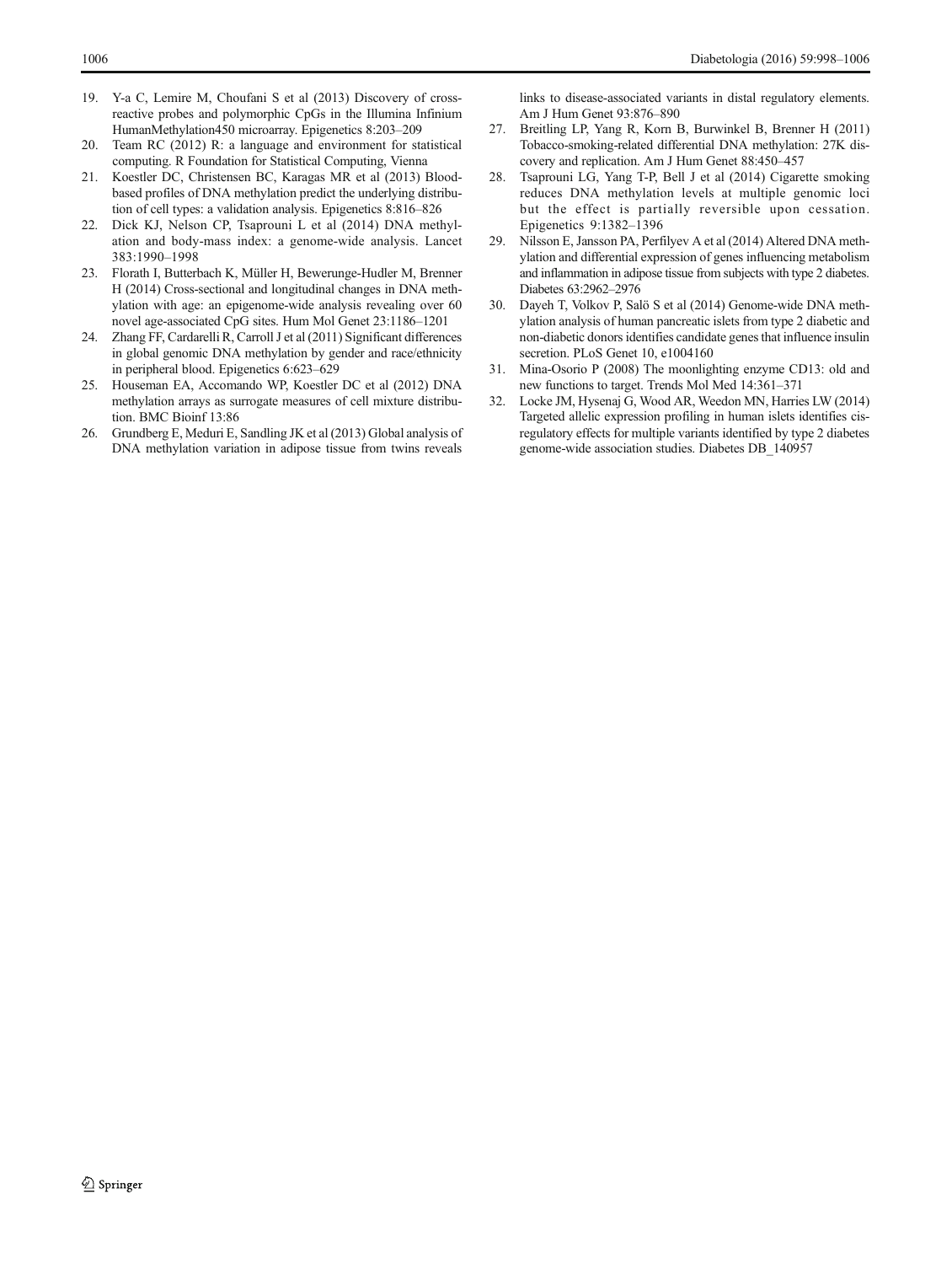19. Y-a C, Lemire M, Choufani S et al (2013) Discovery of cross-reactive probes and polymorphic CpGs in the Illumina Infinium HumanMethylation450 microarray. Epigenetics 8:203–209
20. Team RC (2012) R: a language and environment for statistical computing. R Foundation for Statistical Computing, Vienna
21. Koestler DC, Christensen BC, Karagas MR et al (2013) Blood-based profiles of DNA methylation predict the underlying distribution of cell types: a validation analysis. Epigenetics 8:816–826
22. Dick KJ, Nelson CP, Tsaprouni L et al (2014) DNA methylation and body-mass index: a genome-wide analysis. Lancet 383:1990–1998
23. Florath I, Butterbach K, Müller H, Bewerunge-Hudler M, Brenner H (2014) Cross-sectional and longitudinal changes in DNA methylation with age: an epigenome-wide analysis revealing over 60 novel age-associated CpG sites. Hum Mol Genet 23:1186–1201
24. Zhang FF, Cardarelli R, Carroll J et al (2011) Significant differences in global genomic DNA methylation by gender and race/ethnicity in peripheral blood. Epigenetics 6:623–629
25. Houseman EA, Accomando WP, Koestler DC et al (2012) DNA methylation arrays as surrogate measures of cell mixture distribution. BMC Bioinf 13:86
26. Grundberg E, Meduri E, Sandling JK et al (2013) Global analysis of DNA methylation variation in adipose tissue from twins reveals links to disease-associated variants in distal regulatory elements. Am J Hum Genet 93:876–890
27. Breitling LP, Yang R, Korn B, Burwinkel B, Brenner H (2011) Tobacco-smoking-related differential DNA methylation: 27K discovery and replication. Am J Hum Genet 88:450–457
28. Tsaprouni LG, Yang T-P, Bell J et al (2014) Cigarette smoking reduces DNA methylation levels at multiple genomic loci but the effect is partially reversible upon cessation. Epigenetics 9:1382–1396
29. Nilsson E, Jansson PA, Perfilyev A et al (2014) Altered DNA methylation and differential expression of genes influencing metabolism and inflammation in adipose tissue from subjects with type 2 diabetes. Diabetes 63:2962–2976
30. Dayeh T, Volkov P, Salö S et al (2014) Genome-wide DNA methylation analysis of human pancreatic islets from type 2 diabetic and non-diabetic donors identifies candidate genes that influence insulin secretion. PLoS Genet 10, e1004160
31. Mina-Osorio P (2008) The moonlighting enzyme CD13: old and new functions to target. Trends Mol Med 14:361–371
32. Locke JM, Hysenaj G, Wood AR, Weedon MN, Harries LW (2014) Targeted allelic expression profiling in human islets identifies cis-regulatory effects for multiple variants identified by type 2 diabetes genome-wide association studies. Diabetes DB_140957